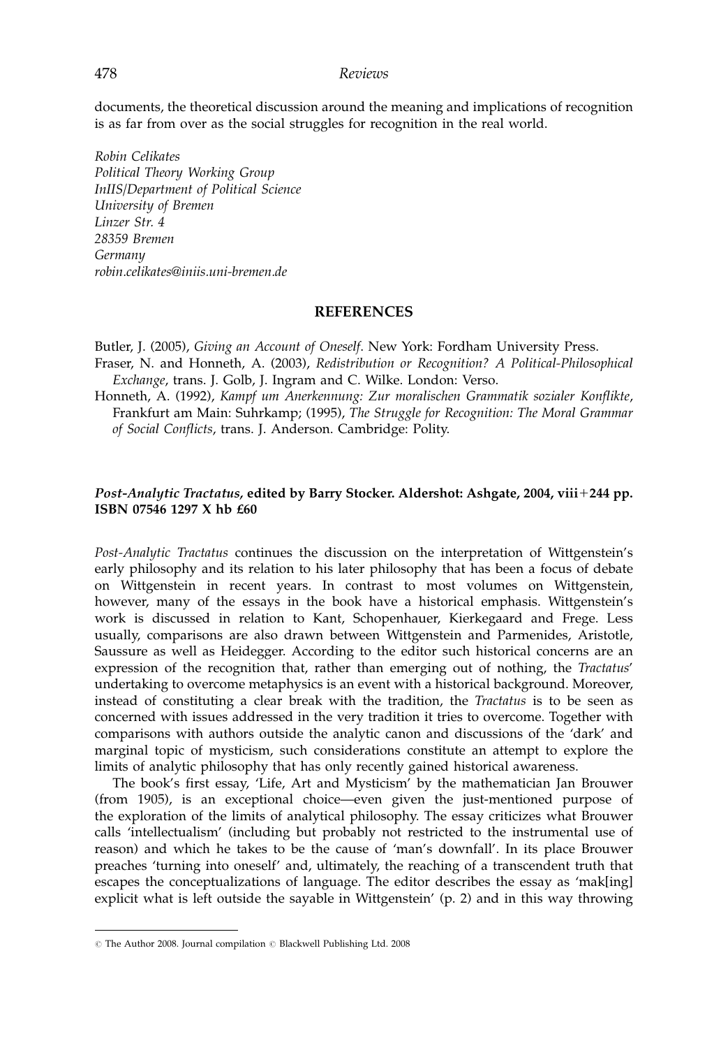documents, the theoretical discussion around the meaning and implications of recognition is as far from over as the social struggles for recognition in the real world.

*Robin Celikates*
*Political Theory Working Group*
*InIIS/Department of Political Science*
*University of Bremen*
*Linzer Str. 4*
*28359 Bremen*
*Germany*
*robin.celikates@iniis.uni-bremen.de*

## REFERENCES

Butler, J. (2005), *Giving an Account of Oneself*. New York: Fordham University Press.

Fraser, N. and Honneth, A. (2003), *Redistribution or Recognition? A Political-Philosophical Exchange*, trans. J. Golb, J. Ingram and C. Wilke. London: Verso.

Honneth, A. (1992), *Kampf um Anerkennung: Zur moralischen Grammatik sozialer Konflikte*, Frankfurt am Main: Suhrkamp; (1995), *The Struggle for Recognition: The Moral Grammar of Social Conflicts*, trans. J. Anderson. Cambridge: Polity.

**_Post-Analytic Tractatus_, edited by Barry Stocker. Aldershot: Ashgate, 2004, viii+244 pp. ISBN 07546 1297 X hb £60**

*Post-Analytic Tractatus* continues the discussion on the interpretation of Wittgenstein's early philosophy and its relation to his later philosophy that has been a focus of debate on Wittgenstein in recent years. In contrast to most volumes on Wittgenstein, however, many of the essays in the book have a historical emphasis. Wittgenstein's work is discussed in relation to Kant, Schopenhauer, Kierkegaard and Frege. Less usually, comparisons are also drawn between Wittgenstein and Parmenides, Aristotle, Saussure as well as Heidegger. According to the editor such historical concerns are an expression of the recognition that, rather than emerging out of nothing, the *Tractatus*' undertaking to overcome metaphysics is an event with a historical background. Moreover, instead of constituting a clear break with the tradition, the *Tractatus* is to be seen as concerned with issues addressed in the very tradition it tries to overcome. Together with comparisons with authors outside the analytic canon and discussions of the 'dark' and marginal topic of mysticism, such considerations constitute an attempt to explore the limits of analytic philosophy that has only recently gained historical awareness.

The book's first essay, 'Life, Art and Mysticism' by the mathematician Jan Brouwer (from 1905), is an exceptional choice—even given the just-mentioned purpose of the exploration of the limits of analytical philosophy. The essay criticizes what Brouwer calls 'intellectualism' (including but probably not restricted to the instrumental use of reason) and which he takes to be the cause of 'man's downfall'. In its place Brouwer preaches 'turning into oneself' and, ultimately, the reaching of a transcendent truth that escapes the conceptualizations of language. The editor describes the essay as 'mak[ing] explicit what is left outside the sayable in Wittgenstein' (p. 2) and in this way throwing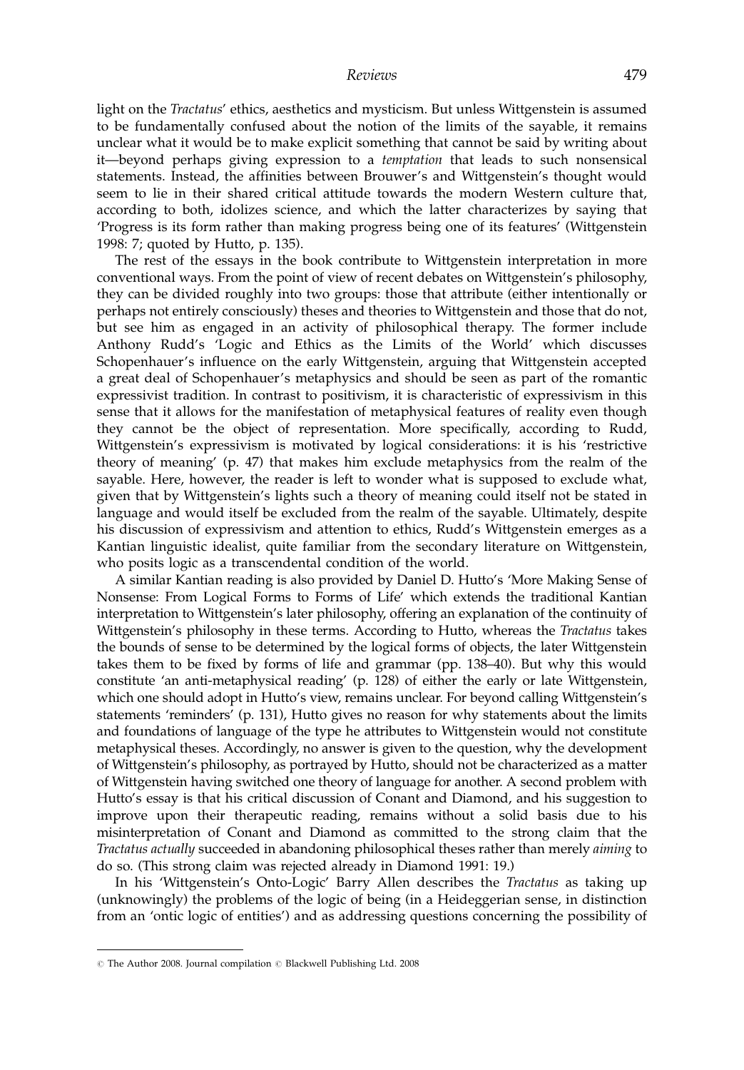light on the *Tractatus*' ethics, aesthetics and mysticism. But unless Wittgenstein is assumed to be fundamentally confused about the notion of the limits of the sayable, it remains unclear what it would be to make explicit something that cannot be said by writing about it—beyond perhaps giving expression to a *temptation* that leads to such nonsensical statements. Instead, the affinities between Brouwer's and Wittgenstein's thought would seem to lie in their shared critical attitude towards the modern Western culture that, according to both, idolizes science, and which the latter characterizes by saying that 'Progress is its form rather than making progress being one of its features' (Wittgenstein 1998: 7; quoted by Hutto, p. 135).

The rest of the essays in the book contribute to Wittgenstein interpretation in more conventional ways. From the point of view of recent debates on Wittgenstein's philosophy, they can be divided roughly into two groups: those that attribute (either intentionally or perhaps not entirely consciously) theses and theories to Wittgenstein and those that do not, but see him as engaged in an activity of philosophical therapy. The former include Anthony Rudd's 'Logic and Ethics as the Limits of the World' which discusses Schopenhauer's influence on the early Wittgenstein, arguing that Wittgenstein accepted a great deal of Schopenhauer's metaphysics and should be seen as part of the romantic expressivist tradition. In contrast to positivism, it is characteristic of expressivism in this sense that it allows for the manifestation of metaphysical features of reality even though they cannot be the object of representation. More specifically, according to Rudd, Wittgenstein's expressivism is motivated by logical considerations: it is his 'restrictive theory of meaning' (p. 47) that makes him exclude metaphysics from the realm of the sayable. Here, however, the reader is left to wonder what is supposed to exclude what, given that by Wittgenstein's lights such a theory of meaning could itself not be stated in language and would itself be excluded from the realm of the sayable. Ultimately, despite his discussion of expressivism and attention to ethics, Rudd's Wittgenstein emerges as a Kantian linguistic idealist, quite familiar from the secondary literature on Wittgenstein, who posits logic as a transcendental condition of the world.

A similar Kantian reading is also provided by Daniel D. Hutto's 'More Making Sense of Nonsense: From Logical Forms to Forms of Life' which extends the traditional Kantian interpretation to Wittgenstein's later philosophy, offering an explanation of the continuity of Wittgenstein's philosophy in these terms. According to Hutto, whereas the *Tractatus* takes the bounds of sense to be determined by the logical forms of objects, the later Wittgenstein takes them to be fixed by forms of life and grammar (pp. 138–40). But why this would constitute 'an anti-metaphysical reading' (p. 128) of either the early or late Wittgenstein, which one should adopt in Hutto's view, remains unclear. For beyond calling Wittgenstein's statements 'reminders' (p. 131), Hutto gives no reason for why statements about the limits and foundations of language of the type he attributes to Wittgenstein would not constitute metaphysical theses. Accordingly, no answer is given to the question, why the development of Wittgenstein's philosophy, as portrayed by Hutto, should not be characterized as a matter of Wittgenstein having switched one theory of language for another. A second problem with Hutto's essay is that his critical discussion of Conant and Diamond, and his suggestion to improve upon their therapeutic reading, remains without a solid basis due to his misinterpretation of Conant and Diamond as committed to the strong claim that the *Tractatus actually* succeeded in abandoning philosophical theses rather than merely *aiming* to do so. (This strong claim was rejected already in Diamond 1991: 19.)

In his 'Wittgenstein's Onto-Logic' Barry Allen describes the *Tractatus* as taking up (unknowingly) the problems of the logic of being (in a Heideggerian sense, in distinction from an 'ontic logic of entities') and as addressing questions concerning the possibility of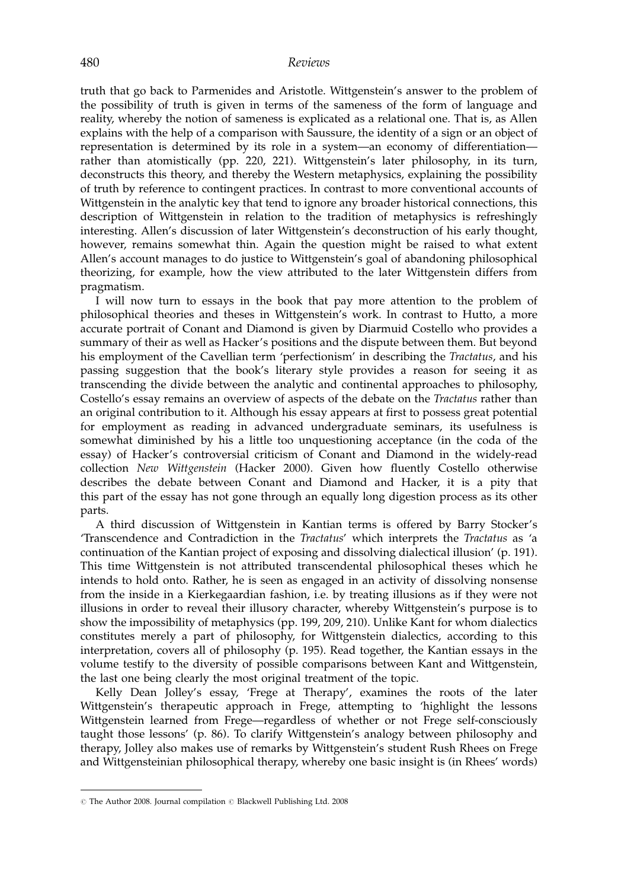truth that go back to Parmenides and Aristotle. Wittgenstein's answer to the problem of the possibility of truth is given in terms of the sameness of the form of language and reality, whereby the notion of sameness is explicated as a relational one. That is, as Allen explains with the help of a comparison with Saussure, the identity of a sign or an object of representation is determined by its role in a system—an economy of differentiation—rather than atomistically (pp. 220, 221). Wittgenstein's later philosophy, in its turn, deconstructs this theory, and thereby the Western metaphysics, explaining the possibility of truth by reference to contingent practices. In contrast to more conventional accounts of Wittgenstein in the analytic key that tend to ignore any broader historical connections, this description of Wittgenstein in relation to the tradition of metaphysics is refreshingly interesting. Allen's discussion of later Wittgenstein's deconstruction of his early thought, however, remains somewhat thin. Again the question might be raised to what extent Allen's account manages to do justice to Wittgenstein's goal of abandoning philosophical theorizing, for example, how the view attributed to the later Wittgenstein differs from pragmatism.

I will now turn to essays in the book that pay more attention to the problem of philosophical theories and theses in Wittgenstein's work. In contrast to Hutto, a more accurate portrait of Conant and Diamond is given by Diarmuid Costello who provides a summary of their as well as Hacker's positions and the dispute between them. But beyond his employment of the Cavellian term 'perfectionism' in describing the *Tractatus*, and his passing suggestion that the book's literary style provides a reason for seeing it as transcending the divide between the analytic and continental approaches to philosophy, Costello's essay remains an overview of aspects of the debate on the *Tractatus* rather than an original contribution to it. Although his essay appears at first to possess great potential for employment as reading in advanced undergraduate seminars, its usefulness is somewhat diminished by his a little too unquestioning acceptance (in the coda of the essay) of Hacker's controversial criticism of Conant and Diamond in the widely-read collection *New Wittgenstein* (Hacker 2000). Given how fluently Costello otherwise describes the debate between Conant and Diamond and Hacker, it is a pity that this part of the essay has not gone through an equally long digestion process as its other parts.

A third discussion of Wittgenstein in Kantian terms is offered by Barry Stocker's 'Transcendence and Contradiction in the *Tractatus*' which interprets the *Tractatus* as 'a continuation of the Kantian project of exposing and dissolving dialectical illusion' (p. 191). This time Wittgenstein is not attributed transcendental philosophical theses which he intends to hold onto. Rather, he is seen as engaged in an activity of dissolving nonsense from the inside in a Kierkegaardian fashion, i.e. by treating illusions as if they were not illusions in order to reveal their illusory character, whereby Wittgenstein's purpose is to show the impossibility of metaphysics (pp. 199, 209, 210). Unlike Kant for whom dialectics constitutes merely a part of philosophy, for Wittgenstein dialectics, according to this interpretation, covers all of philosophy (p. 195). Read together, the Kantian essays in the volume testify to the diversity of possible comparisons between Kant and Wittgenstein, the last one being clearly the most original treatment of the topic.

Kelly Dean Jolley's essay, 'Frege at Therapy', examines the roots of the later Wittgenstein's therapeutic approach in Frege, attempting to 'highlight the lessons Wittgenstein learned from Frege—regardless of whether or not Frege self-consciously taught those lessons' (p. 86). To clarify Wittgenstein's analogy between philosophy and therapy, Jolley also makes use of remarks by Wittgenstein's student Rush Rhees on Frege and Wittgensteinian philosophical therapy, whereby one basic insight is (in Rhees' words)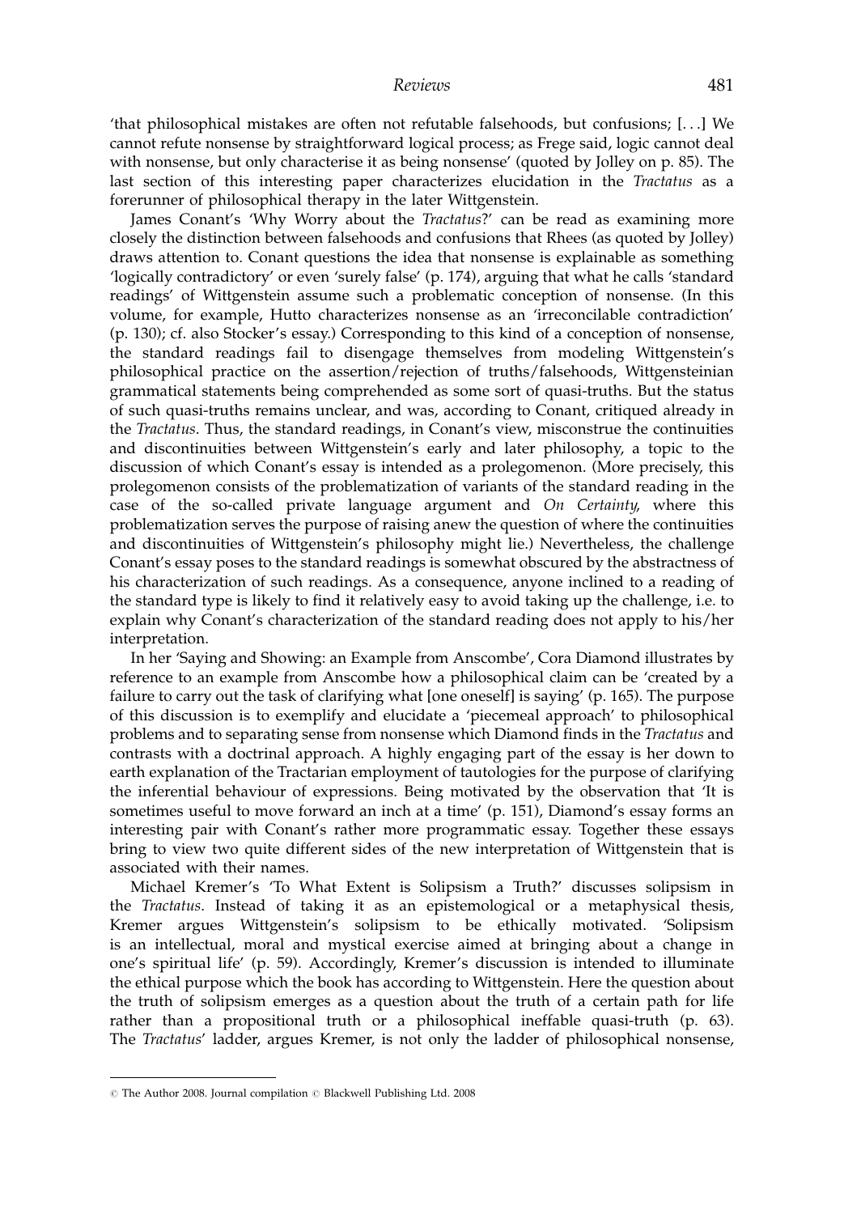'that philosophical mistakes are often not refutable falsehoods, but confusions; [...] We cannot refute nonsense by straightforward logical process; as Frege said, logic cannot deal with nonsense, but only characterise it as being nonsense' (quoted by Jolley on p. 85). The last section of this interesting paper characterizes elucidation in the *Tractatus* as a forerunner of philosophical therapy in the later Wittgenstein.

James Conant's 'Why Worry about the *Tractatus*?' can be read as examining more closely the distinction between falsehoods and confusions that Rhees (as quoted by Jolley) draws attention to. Conant questions the idea that nonsense is explainable as something 'logically contradictory' or even 'surely false' (p. 174), arguing that what he calls 'standard readings' of Wittgenstein assume such a problematic conception of nonsense. (In this volume, for example, Hutto characterizes nonsense as an 'irreconcilable contradiction' (p. 130); cf. also Stocker's essay.) Corresponding to this kind of a conception of nonsense, the standard readings fail to disengage themselves from modeling Wittgenstein's philosophical practice on the assertion/rejection of truths/falsehoods, Wittgensteinian grammatical statements being comprehended as some sort of quasi-truths. But the status of such quasi-truths remains unclear, and was, according to Conant, critiqued already in the *Tractatus*. Thus, the standard readings, in Conant's view, misconstrue the continuities and discontinuities between Wittgenstein's early and later philosophy, a topic to the discussion of which Conant's essay is intended as a prolegomenon. (More precisely, this prolegomenon consists of the problematization of variants of the standard reading in the case of the so-called private language argument and *On Certainty*, where this problematization serves the purpose of raising anew the question of where the continuities and discontinuities of Wittgenstein's philosophy might lie.) Nevertheless, the challenge Conant's essay poses to the standard readings is somewhat obscured by the abstractness of his characterization of such readings. As a consequence, anyone inclined to a reading of the standard type is likely to find it relatively easy to avoid taking up the challenge, i.e. to explain why Conant's characterization of the standard reading does not apply to his/her interpretation.

In her 'Saying and Showing: an Example from Anscombe', Cora Diamond illustrates by reference to an example from Anscombe how a philosophical claim can be 'created by a failure to carry out the task of clarifying what [one oneself] is saying' (p. 165). The purpose of this discussion is to exemplify and elucidate a 'piecemeal approach' to philosophical problems and to separating sense from nonsense which Diamond finds in the *Tractatus* and contrasts with a doctrinal approach. A highly engaging part of the essay is her down to earth explanation of the Tractarian employment of tautologies for the purpose of clarifying the inferential behaviour of expressions. Being motivated by the observation that 'It is sometimes useful to move forward an inch at a time' (p. 151), Diamond's essay forms an interesting pair with Conant's rather more programmatic essay. Together these essays bring to view two quite different sides of the new interpretation of Wittgenstein that is associated with their names.

Michael Kremer's 'To What Extent is Solipsism a Truth?' discusses solipsism in the *Tractatus*. Instead of taking it as an epistemological or a metaphysical thesis, Kremer argues Wittgenstein's solipsism to be ethically motivated. 'Solipsism is an intellectual, moral and mystical exercise aimed at bringing about a change in one's spiritual life' (p. 59). Accordingly, Kremer's discussion is intended to illuminate the ethical purpose which the book has according to Wittgenstein. Here the question about the truth of solipsism emerges as a question about the truth of a certain path for life rather than a propositional truth or a philosophical ineffable quasi-truth (p. 63). The *Tractatus*' ladder, argues Kremer, is not only the ladder of philosophical nonsense,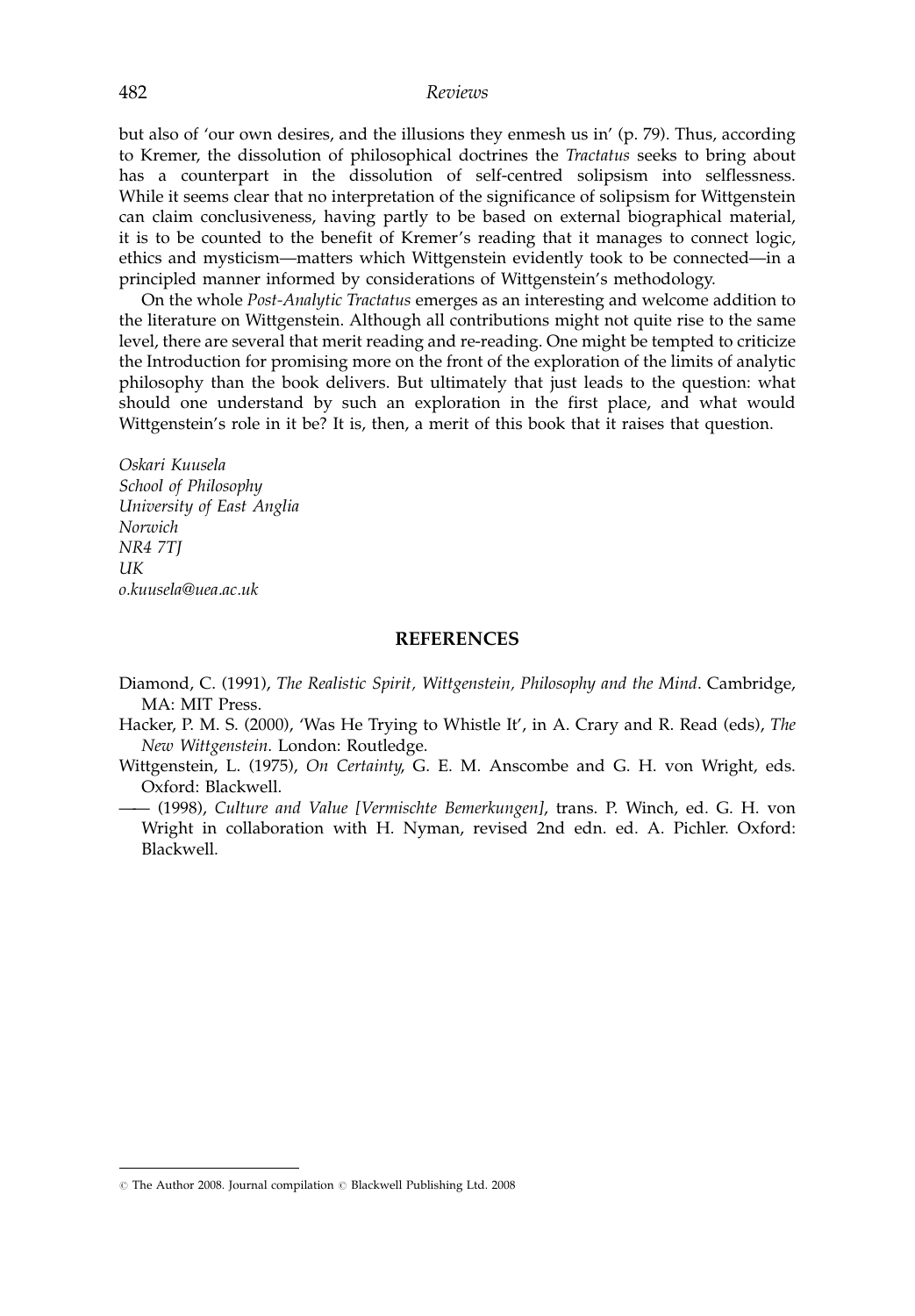but also of 'our own desires, and the illusions they enmesh us in' (p. 79). Thus, according to Kremer, the dissolution of philosophical doctrines the *Tractatus* seeks to bring about has a counterpart in the dissolution of self-centred solipsism into selflessness. While it seems clear that no interpretation of the significance of solipsism for Wittgenstein can claim conclusiveness, having partly to be based on external biographical material, it is to be counted to the benefit of Kremer's reading that it manages to connect logic, ethics and mysticism—matters which Wittgenstein evidently took to be connected—in a principled manner informed by considerations of Wittgenstein's methodology.

On the whole *Post-Analytic Tractatus* emerges as an interesting and welcome addition to the literature on Wittgenstein. Although all contributions might not quite rise to the same level, there are several that merit reading and re-reading. One might be tempted to criticize the Introduction for promising more on the front of the exploration of the limits of analytic philosophy than the book delivers. But ultimately that just leads to the question: what should one understand by such an exploration in the first place, and what would Wittgenstein's role in it be? It is, then, a merit of this book that it raises that question.

*Oskari Kuusela*
*School of Philosophy*
*University of East Anglia*
*Norwich*
*NR4 7TJ*
*UK*
*o.kuusela@uea.ac.uk*

## REFERENCES

Diamond, C. (1991), *The Realistic Spirit, Wittgenstein, Philosophy and the Mind*. Cambridge, MA: MIT Press.

Hacker, P. M. S. (2000), 'Was He Trying to Whistle It', in A. Crary and R. Read (eds), *The New Wittgenstein*. London: Routledge.

Wittgenstein, L. (1975), *On Certainty*, G. E. M. Anscombe and G. H. von Wright, eds. Oxford: Blackwell.

—— (1998), *Culture and Value [Vermischte Bemerkungen]*, trans. P. Winch, ed. G. H. von Wright in collaboration with H. Nyman, revised 2nd edn. ed. A. Pichler. Oxford: Blackwell.

© The Author 2008. Journal compilation © Blackwell Publishing Ltd. 2008